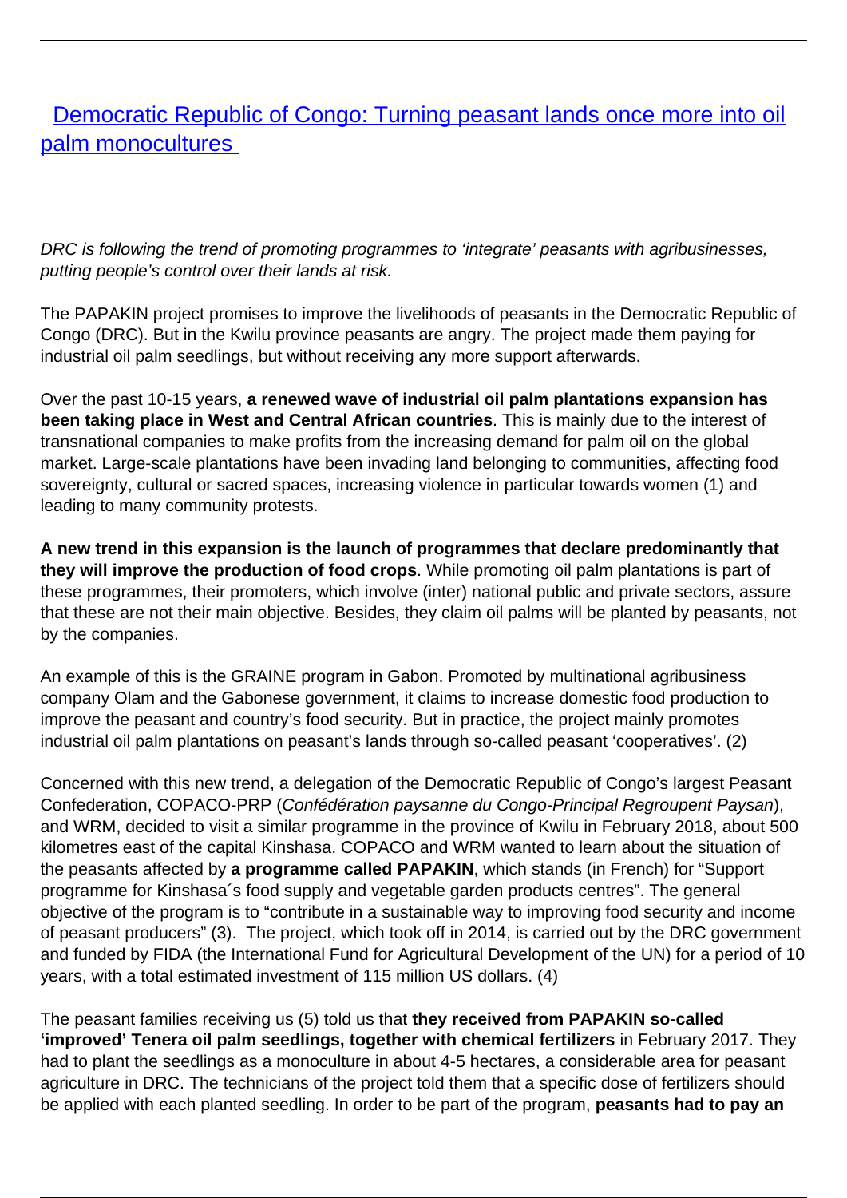# [Democratic Republic of Congo: Turning peasant lands once more into oil palm monocultures](#)

*DRC is following the trend of promoting programmes to 'integrate' peasants with agribusinesses, putting people's control over their lands at risk.*

The PAPAKIN project promises to improve the livelihoods of peasants in the Democratic Republic of Congo (DRC). But in the Kwilu province peasants are angry. The project made them paying for industrial oil palm seedlings, but without receiving any more support afterwards.

Over the past 10-15 years, **a renewed wave of industrial oil palm plantations expansion has been taking place in West and Central African countries**. This is mainly due to the interest of transnational companies to make profits from the increasing demand for palm oil on the global market. Large-scale plantations have been invading land belonging to communities, affecting food sovereignty, cultural or sacred spaces, increasing violence in particular towards women (1) and leading to many community protests.

**A new trend in this expansion is the launch of programmes that declare predominantly that they will improve the production of food crops**. While promoting oil palm plantations is part of these programmes, their promoters, which involve (inter) national public and private sectors, assure that these are not their main objective. Besides, they claim oil palms will be planted by peasants, not by the companies.

An example of this is the GRAINE program in Gabon. Promoted by multinational agribusiness company Olam and the Gabonese government, it claims to increase domestic food production to improve the peasant and country's food security. But in practice, the project mainly promotes industrial oil palm plantations on peasant's lands through so-called peasant 'cooperatives'. (2)

Concerned with this new trend, a delegation of the Democratic Republic of Congo's largest Peasant Confederation, COPACO-PRP (*Confédération paysanne du Congo-Principal Regroupent Paysan*), and WRM, decided to visit a similar programme in the province of Kwilu in February 2018, about 500 kilometres east of the capital Kinshasa. COPACO and WRM wanted to learn about the situation of the peasants affected by **a programme called PAPAKIN**, which stands (in French) for "Support programme for Kinshasa´s food supply and vegetable garden products centres". The general objective of the program is to "contribute in a sustainable way to improving food security and income of peasant producers" (3). The project, which took off in 2014, is carried out by the DRC government and funded by FIDA (the International Fund for Agricultural Development of the UN) for a period of 10 years, with a total estimated investment of 115 million US dollars. (4)

The peasant families receiving us (5) told us that **they received from PAPAKIN so-called 'improved' Tenera oil palm seedlings, together with chemical fertilizers** in February 2017. They had to plant the seedlings as a monoculture in about 4-5 hectares, a considerable area for peasant agriculture in DRC. The technicians of the project told them that a specific dose of fertilizers should be applied with each planted seedling. In order to be part of the program, **peasants had to pay an**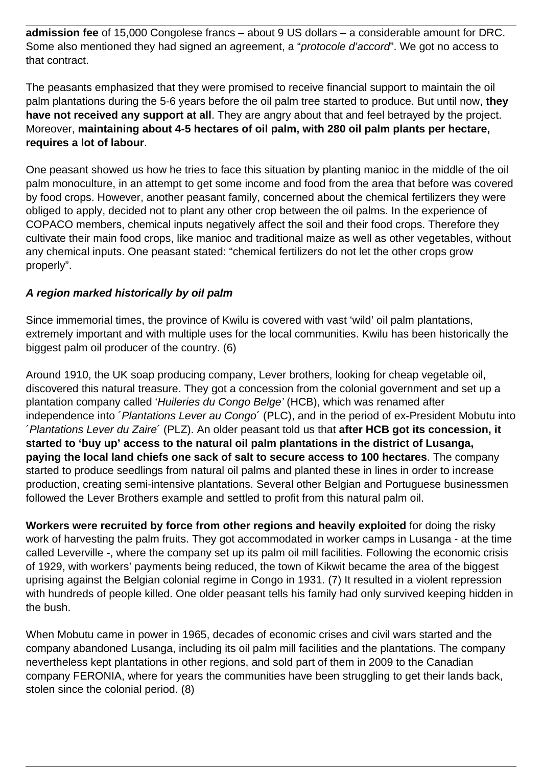**admission fee** of 15,000 Congolese francs – about 9 US dollars – a considerable amount for DRC. Some also mentioned they had signed an agreement, a "*protocole d'accord*". We got no access to that contract.

The peasants emphasized that they were promised to receive financial support to maintain the oil palm plantations during the 5-6 years before the oil palm tree started to produce. But until now, **they have not received any support at all**. They are angry about that and feel betrayed by the project. Moreover, **maintaining about 4-5 hectares of oil palm, with 280 oil palm plants per hectare, requires a lot of labour**.

One peasant showed us how he tries to face this situation by planting manioc in the middle of the oil palm monoculture, in an attempt to get some income and food from the area that before was covered by food crops. However, another peasant family, concerned about the chemical fertilizers they were obliged to apply, decided not to plant any other crop between the oil palms. In the experience of COPACO members, chemical inputs negatively affect the soil and their food crops. Therefore they cultivate their main food crops, like manioc and traditional maize as well as other vegetables, without any chemical inputs. One peasant stated: "chemical fertilizers do not let the other crops grow properly".

### *A region marked historically by oil palm*

Since immemorial times, the province of Kwilu is covered with vast 'wild' oil palm plantations, extremely important and with multiple uses for the local communities. Kwilu has been historically the biggest palm oil producer of the country. (6)

Around 1910, the UK soap producing company, Lever brothers, looking for cheap vegetable oil, discovered this natural treasure. They got a concession from the colonial government and set up a plantation company called '*Huileries du Congo Belge'* (HCB), which was renamed after independence into ´*Plantations Lever au Congo*´ (PLC), and in the period of ex-President Mobutu into ´*Plantations Lever du Zaire*´ (PLZ). An older peasant told us that **after HCB got its concession, it started to 'buy up' access to the natural oil palm plantations in the district of Lusanga, paying the local land chiefs one sack of salt to secure access to 100 hectares**. The company started to produce seedlings from natural oil palms and planted these in lines in order to increase production, creating semi-intensive plantations. Several other Belgian and Portuguese businessmen followed the Lever Brothers example and settled to profit from this natural palm oil.

**Workers were recruited by force from other regions and heavily exploited** for doing the risky work of harvesting the palm fruits. They got accommodated in worker camps in Lusanga - at the time called Leverville -, where the company set up its palm oil mill facilities. Following the economic crisis of 1929, with workers' payments being reduced, the town of Kikwit became the area of the biggest uprising against the Belgian colonial regime in Congo in 1931. (7) It resulted in a violent repression with hundreds of people killed. One older peasant tells his family had only survived keeping hidden in the bush.

When Mobutu came in power in 1965, decades of economic crises and civil wars started and the company abandoned Lusanga, including its oil palm mill facilities and the plantations. The company nevertheless kept plantations in other regions, and sold part of them in 2009 to the Canadian company FERONIA, where for years the communities have been struggling to get their lands back, stolen since the colonial period. (8)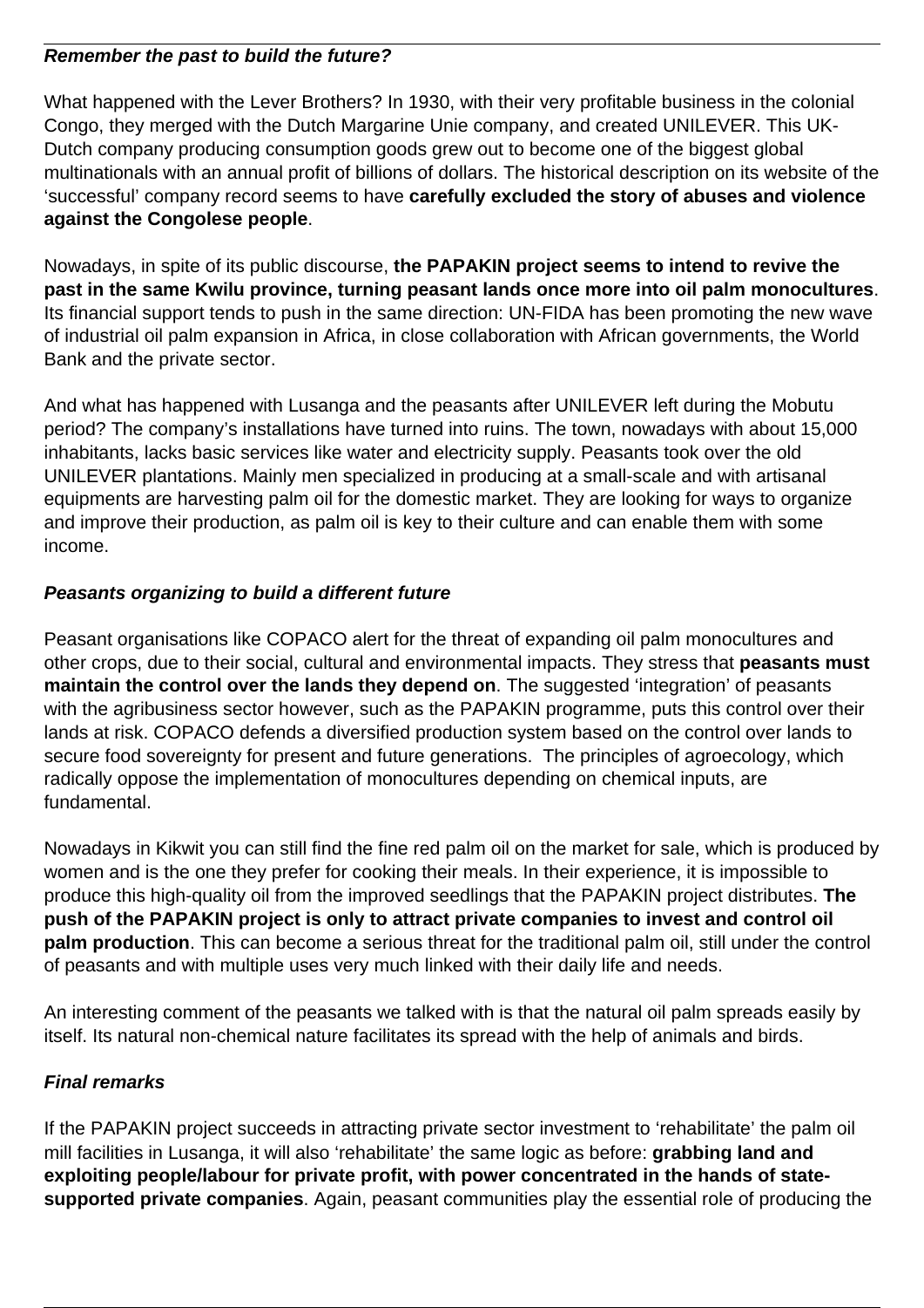### ***Remember the past to build the future?***

What happened with the Lever Brothers? In 1930, with their very profitable business in the colonial Congo, they merged with the Dutch Margarine Unie company, and created UNILEVER. This UK-Dutch company producing consumption goods grew out to become one of the biggest global multinationals with an annual profit of billions of dollars. The historical description on its website of the 'successful' company record seems to have **carefully excluded the story of abuses and violence against the Congolese people**.

Nowadays, in spite of its public discourse, **the PAPAKIN project seems to intend to revive the past in the same Kwilu province, turning peasant lands once more into oil palm monocultures**. Its financial support tends to push in the same direction: UN-FIDA has been promoting the new wave of industrial oil palm expansion in Africa, in close collaboration with African governments, the World Bank and the private sector.

And what has happened with Lusanga and the peasants after UNILEVER left during the Mobutu period? The company's installations have turned into ruins. The town, nowadays with about 15,000 inhabitants, lacks basic services like water and electricity supply. Peasants took over the old UNILEVER plantations. Mainly men specialized in producing at a small-scale and with artisanal equipments are harvesting palm oil for the domestic market. They are looking for ways to organize and improve their production, as palm oil is key to their culture and can enable them with some income.

### ***Peasants organizing to build a different future***

Peasant organisations like COPACO alert for the threat of expanding oil palm monocultures and other crops, due to their social, cultural and environmental impacts. They stress that **peasants must maintain the control over the lands they depend on**. The suggested 'integration' of peasants with the agribusiness sector however, such as the PAPAKIN programme, puts this control over their lands at risk. COPACO defends a diversified production system based on the control over lands to secure food sovereignty for present and future generations. The principles of agroecology, which radically oppose the implementation of monocultures depending on chemical inputs, are fundamental.

Nowadays in Kikwit you can still find the fine red palm oil on the market for sale, which is produced by women and is the one they prefer for cooking their meals. In their experience, it is impossible to produce this high-quality oil from the improved seedlings that the PAPAKIN project distributes. **The push of the PAPAKIN project is only to attract private companies to invest and control oil palm production**. This can become a serious threat for the traditional palm oil, still under the control of peasants and with multiple uses very much linked with their daily life and needs.

An interesting comment of the peasants we talked with is that the natural oil palm spreads easily by itself. Its natural non-chemical nature facilitates its spread with the help of animals and birds.

### ***Final remarks***

If the PAPAKIN project succeeds in attracting private sector investment to 'rehabilitate' the palm oil mill facilities in Lusanga, it will also 'rehabilitate' the same logic as before: **grabbing land and exploiting people/labour for private profit, with power concentrated in the hands of state-supported private companies**. Again, peasant communities play the essential role of producing the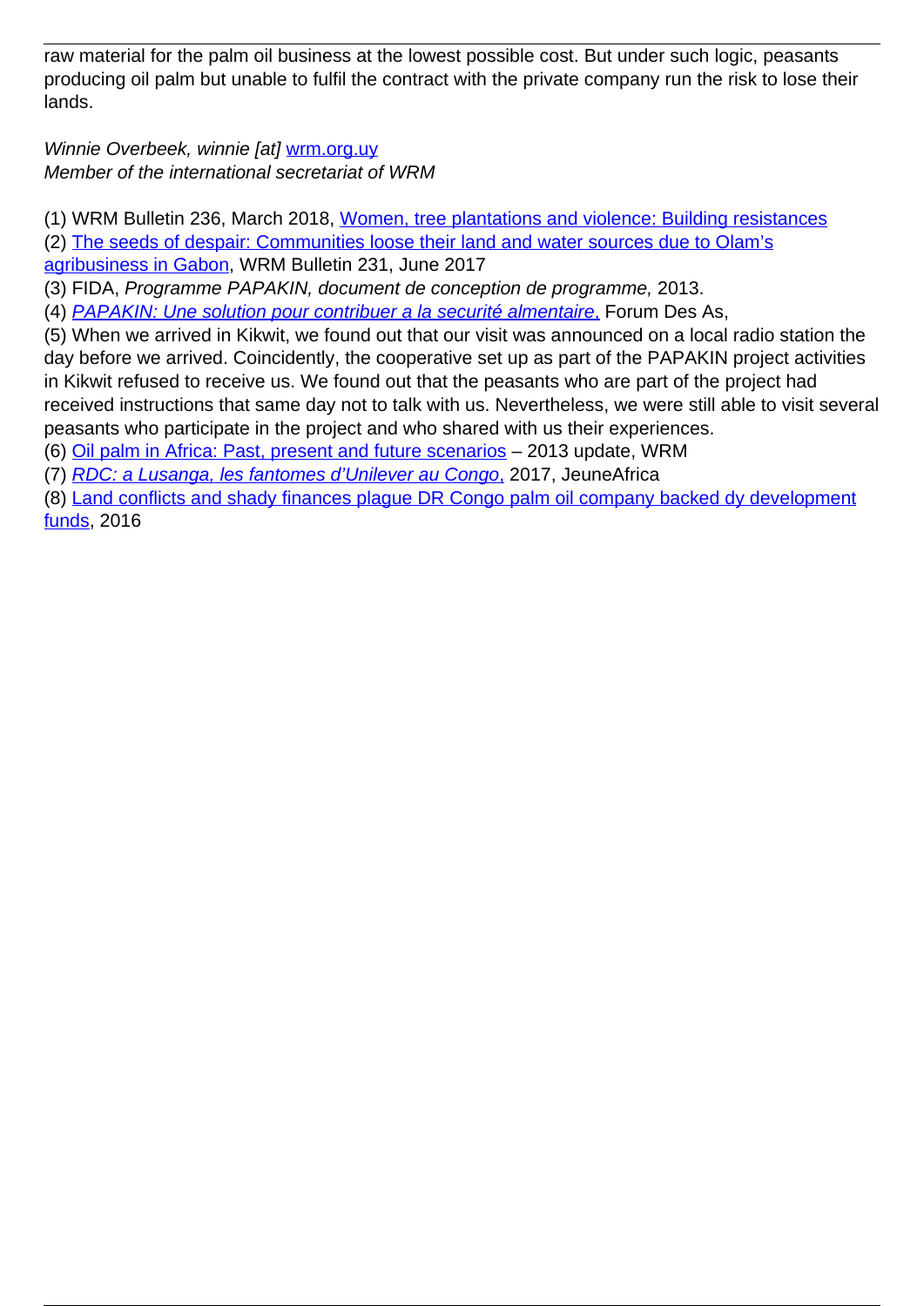raw material for the palm oil business at the lowest possible cost. But under such logic, peasants producing oil palm but unable to fulfil the contract with the private company run the risk to lose their lands.

*Winnie Overbeek, winnie [at]* wrm.org.uy
*Member of the international secretariat of WRM*

(1) WRM Bulletin 236, March 2018, Women, tree plantations and violence: Building resistances
(2) The seeds of despair: Communities loose their land and water sources due to Olam's agribusiness in Gabon, WRM Bulletin 231, June 2017
(3) FIDA, *Programme PAPAKIN, document de conception de programme,* 2013.
(4) *PAPAKIN: Une solution pour contribuer a la securité almentaire*, Forum Des As,
(5) When we arrived in Kikwit, we found out that our visit was announced on a local radio station the day before we arrived. Coincidently, the cooperative set up as part of the PAPAKIN project activities in Kikwit refused to receive us. We found out that the peasants who are part of the project had received instructions that same day not to talk with us. Nevertheless, we were still able to visit several peasants who participate in the project and who shared with us their experiences.
(6) Oil palm in Africa: Past, present and future scenarios – 2013 update, WRM
(7) *RDC: a Lusanga, les fantomes d'Unilever au Congo*, 2017, JeuneAfrica
(8) Land conflicts and shady finances plague DR Congo palm oil company backed dy development funds, 2016